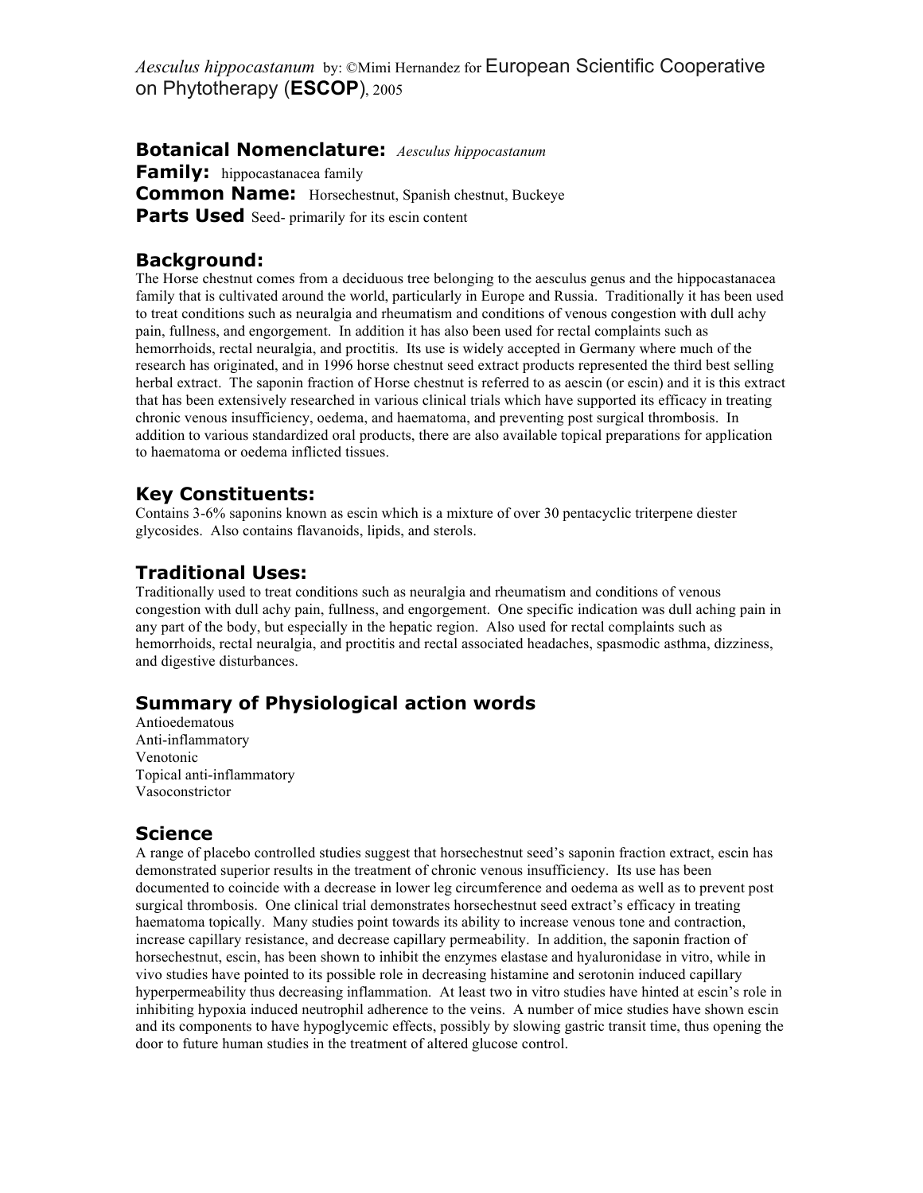*Aesculus hippocastanum* by: ©Mimi Hernandez for European Scientific Cooperative on Phytotherapy (**ESCOP**), 2005

**Botanical Nomenclature:** *Aesculus hippocastanum*
**Family:** hippocastanacea family
**Common Name:** Horsechestnut, Spanish chestnut, Buckeye
**Parts Used** Seed- primarily for its escin content

## Background:

The Horse chestnut comes from a deciduous tree belonging to the aesculus genus and the hippocastanacea family that is cultivated around the world, particularly in Europe and Russia. Traditionally it has been used to treat conditions such as neuralgia and rheumatism and conditions of venous congestion with dull achy pain, fullness, and engorgement. In addition it has also been used for rectal complaints such as hemorrhoids, rectal neuralgia, and proctitis. Its use is widely accepted in Germany where much of the research has originated, and in 1996 horse chestnut seed extract products represented the third best selling herbal extract. The saponin fraction of Horse chestnut is referred to as aescin (or escin) and it is this extract that has been extensively researched in various clinical trials which have supported its efficacy in treating chronic venous insufficiency, oedema, and haematoma, and preventing post surgical thrombosis. In addition to various standardized oral products, there are also available topical preparations for application to haematoma or oedema inflicted tissues.

## Key Constituents:

Contains 3-6% saponins known as escin which is a mixture of over 30 pentacyclic triterpene diester glycosides. Also contains flavanoids, lipids, and sterols.

## Traditional Uses:

Traditionally used to treat conditions such as neuralgia and rheumatism and conditions of venous congestion with dull achy pain, fullness, and engorgement. One specific indication was dull aching pain in any part of the body, but especially in the hepatic region. Also used for rectal complaints such as hemorrhoids, rectal neuralgia, and proctitis and rectal associated headaches, spasmodic asthma, dizziness, and digestive disturbances.

## Summary of Physiological action words

Antioedematous
Anti-inflammatory
Venotonic
Topical anti-inflammatory
Vasoconstrictor

## Science

A range of placebo controlled studies suggest that horsechestnut seed's saponin fraction extract, escin has demonstrated superior results in the treatment of chronic venous insufficiency. Its use has been documented to coincide with a decrease in lower leg circumference and oedema as well as to prevent post surgical thrombosis. One clinical trial demonstrates horsechestnut seed extract's efficacy in treating haematoma topically. Many studies point towards its ability to increase venous tone and contraction, increase capillary resistance, and decrease capillary permeability. In addition, the saponin fraction of horsechestnut, escin, has been shown to inhibit the enzymes elastase and hyaluronidase in vitro, while in vivo studies have pointed to its possible role in decreasing histamine and serotonin induced capillary hyperpermeability thus decreasing inflammation. At least two in vitro studies have hinted at escin's role in inhibiting hypoxia induced neutrophil adherence to the veins. A number of mice studies have shown escin and its components to have hypoglycemic effects, possibly by slowing gastric transit time, thus opening the door to future human studies in the treatment of altered glucose control.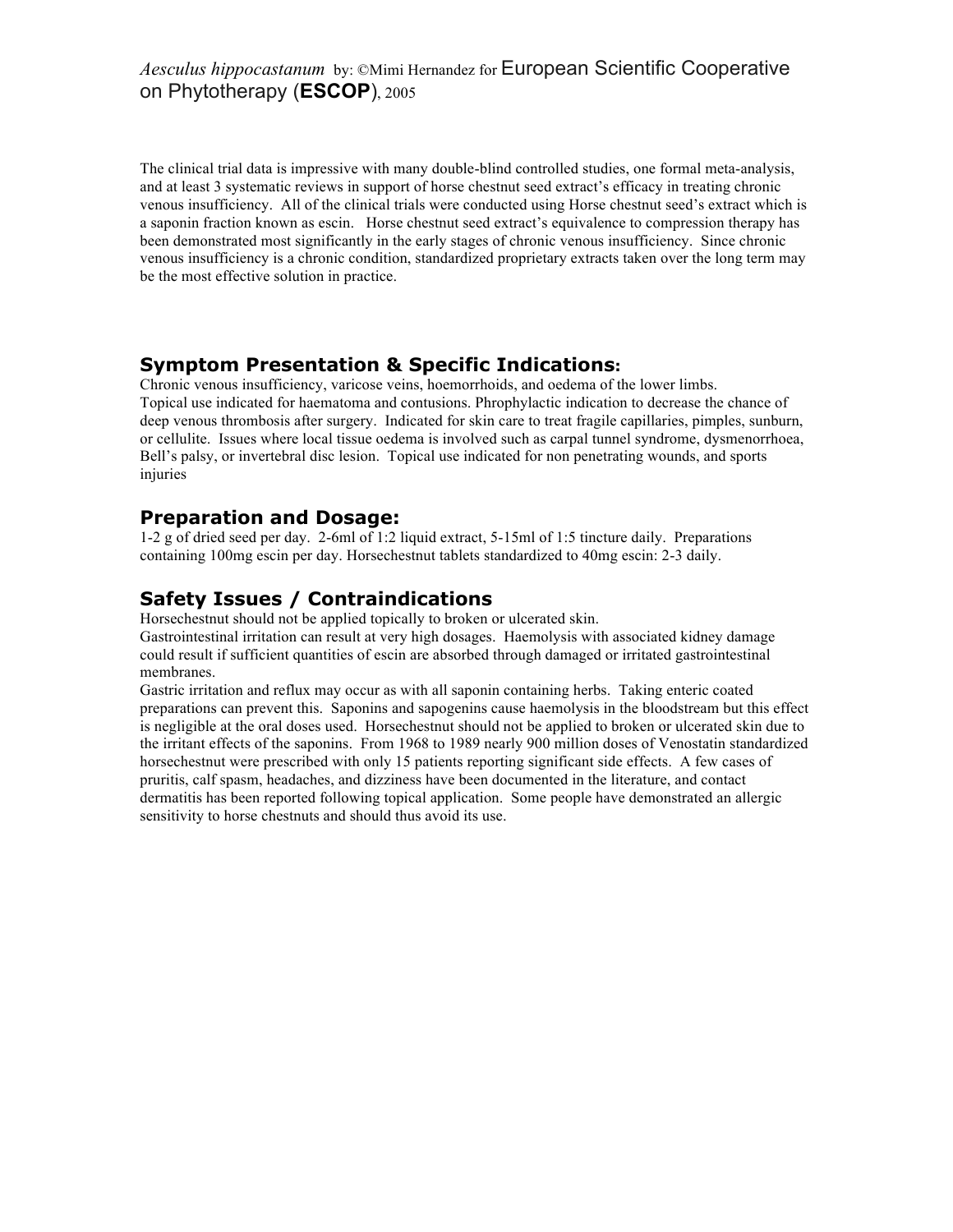*Aesculus hippocastanum* by: ©Mimi Hernandez for European Scientific Cooperative on Phytotherapy (**ESCOP**), 2005

The clinical trial data is impressive with many double-blind controlled studies, one formal meta-analysis, and at least 3 systematic reviews in support of horse chestnut seed extract's efficacy in treating chronic venous insufficiency. All of the clinical trials were conducted using Horse chestnut seed's extract which is a saponin fraction known as escin. Horse chestnut seed extract's equivalence to compression therapy has been demonstrated most significantly in the early stages of chronic venous insufficiency. Since chronic venous insufficiency is a chronic condition, standardized proprietary extracts taken over the long term may be the most effective solution in practice.

## Symptom Presentation & Specific Indications:

Chronic venous insufficiency, varicose veins, hoemorrhoids, and oedema of the lower limbs.
Topical use indicated for haematoma and contusions. Phrophylactic indication to decrease the chance of deep venous thrombosis after surgery. Indicated for skin care to treat fragile capillaries, pimples, sunburn, or cellulite. Issues where local tissue oedema is involved such as carpal tunnel syndrome, dysmenorrhoea, Bell's palsy, or invertebral disc lesion. Topical use indicated for non penetrating wounds, and sports injuries

## Preparation and Dosage:

1-2 g of dried seed per day. 2-6ml of 1:2 liquid extract, 5-15ml of 1:5 tincture daily. Preparations containing 100mg escin per day. Horsechestnut tablets standardized to 40mg escin: 2-3 daily.

## Safety Issues / Contraindications

Horsechestnut should not be applied topically to broken or ulcerated skin.
Gastrointestinal irritation can result at very high dosages. Haemolysis with associated kidney damage could result if sufficient quantities of escin are absorbed through damaged or irritated gastrointestinal membranes.
Gastric irritation and reflux may occur as with all saponin containing herbs. Taking enteric coated preparations can prevent this. Saponins and sapogenins cause haemolysis in the bloodstream but this effect is negligible at the oral doses used. Horsechestnut should not be applied to broken or ulcerated skin due to the irritant effects of the saponins. From 1968 to 1989 nearly 900 million doses of Venostatin standardized horsechestnut were prescribed with only 15 patients reporting significant side effects. A few cases of pruritis, calf spasm, headaches, and dizziness have been documented in the literature, and contact dermatitis has been reported following topical application. Some people have demonstrated an allergic sensitivity to horse chestnuts and should thus avoid its use.